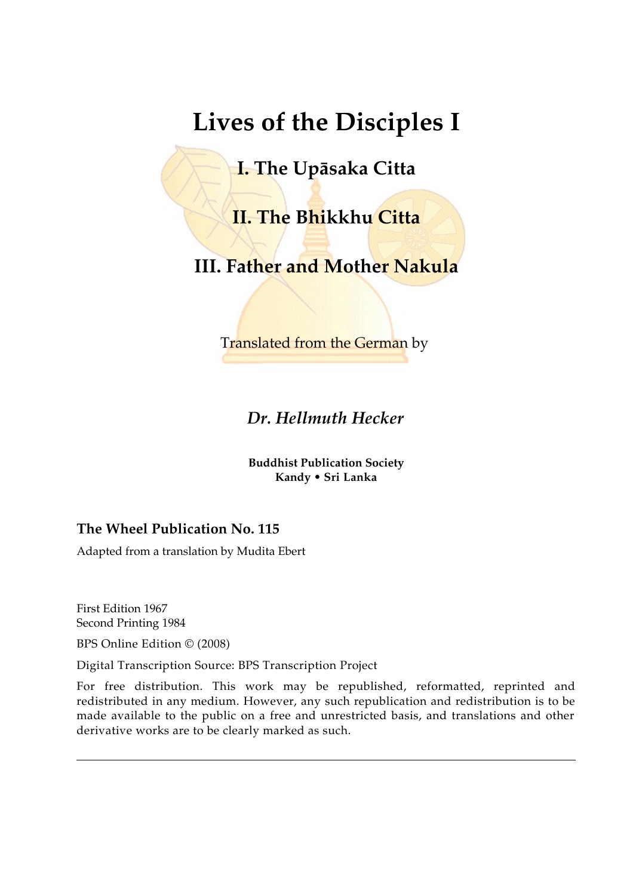# Lives of the Disciples I

## I. The Upāsaka Citta

## II. The Bhikkhu Citta

## III. Father and Mother Nakula

Translated from the German by

*Dr. Hellmuth Hecker*

**Buddhist Publication Society**
**Kandy • Sri Lanka**

**The Wheel Publication No. 115**

Adapted from a translation by Mudita Ebert

First Edition 1967
Second Printing 1984

BPS Online Edition © (2008)

Digital Transcription Source: BPS Transcription Project

For free distribution. This work may be republished, reformatted, reprinted and redistributed in any medium. However, any such republication and redistribution is to be made available to the public on a free and unrestricted basis, and translations and other derivative works are to be clearly marked as such.

---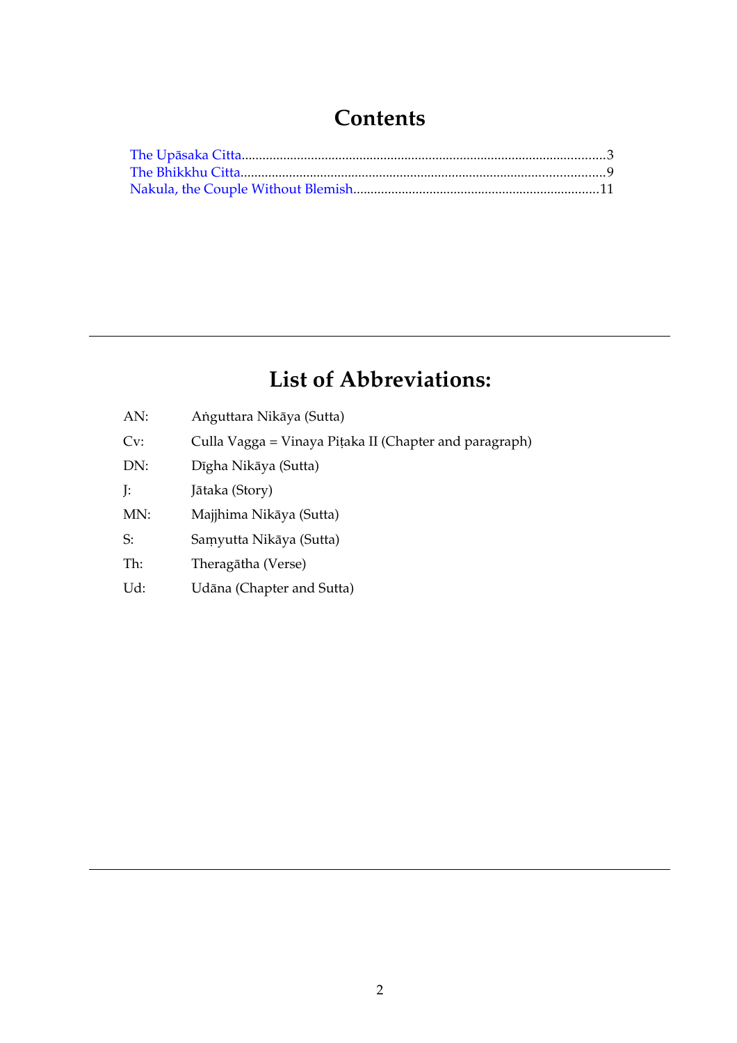# Contents

The Upāsaka Citta....................................................................................................3
The Bhikkhu Citta....................................................................................................9
Nakula, the Couple Without Blemish....................................................................11

---

# List of Abbreviations:

| | |
|---|---|
| AN: | Aṅguttara Nikāya (Sutta) |
| Cv: | Culla Vagga = Vinaya Piṭaka II (Chapter and paragraph) |
| DN: | Dīgha Nikāya (Sutta) |
| J: | Jātaka (Story) |
| MN: | Majjhima Nikāya (Sutta) |
| S: | Saṃyutta Nikāya (Sutta) |
| Th: | Theragātha (Verse) |
| Ud: | Udāna (Chapter and Sutta) |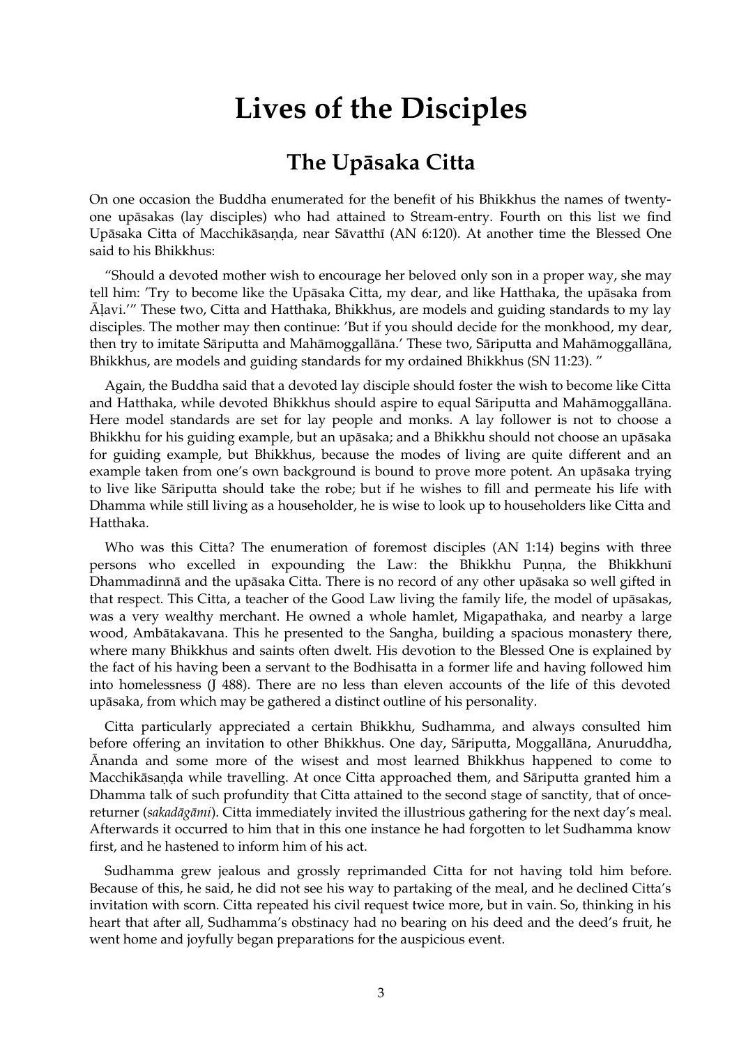# Lives of the Disciples

## The Upāsaka Citta

On one occasion the Buddha enumerated for the benefit of his Bhikkhus the names of twenty-one upāsakas (lay disciples) who had attained to Stream-entry. Fourth on this list we find Upāsaka Citta of Macchikāsaṇḍa, near Sāvatthī (AN 6:120). At another time the Blessed One said to his Bhikkhus:

"Should a devoted mother wish to encourage her beloved only son in a proper way, she may tell him: 'Try to become like the Upāsaka Citta, my dear, and like Hatthaka, the upāsaka from Āḷavi.'" These two, Citta and Hatthaka, Bhikkhus, are models and guiding standards to my lay disciples. The mother may then continue: 'But if you should decide for the monkhood, my dear, then try to imitate Sāriputta and Mahāmoggallāna.' These two, Sāriputta and Mahāmoggallāna, Bhikkhus, are models and guiding standards for my ordained Bhikkhus (SN 11:23). "

Again, the Buddha said that a devoted lay disciple should foster the wish to become like Citta and Hatthaka, while devoted Bhikkhus should aspire to equal Sāriputta and Mahāmoggallāna. Here model standards are set for lay people and monks. A lay follower is not to choose a Bhikkhu for his guiding example, but an upāsaka; and a Bhikkhu should not choose an upāsaka for guiding example, but Bhikkhus, because the modes of living are quite different and an example taken from one's own background is bound to prove more potent. An upāsaka trying to live like Sāriputta should take the robe; but if he wishes to fill and permeate his life with Dhamma while still living as a householder, he is wise to look up to householders like Citta and Hatthaka.

Who was this Citta? The enumeration of foremost disciples (AN 1:14) begins with three persons who excelled in expounding the Law: the Bhikkhu Puṇṇa, the Bhikkhunī Dhammadinnā and the upāsaka Citta. There is no record of any other upāsaka so well gifted in that respect. This Citta, a teacher of the Good Law living the family life, the model of upāsakas, was a very wealthy merchant. He owned a whole hamlet, Migapathaka, and nearby a large wood, Ambātakavana. This he presented to the Sangha, building a spacious monastery there, where many Bhikkhus and saints often dwelt. His devotion to the Blessed One is explained by the fact of his having been a servant to the Bodhisatta in a former life and having followed him into homelessness (J 488). There are no less than eleven accounts of the life of this devoted upāsaka, from which may be gathered a distinct outline of his personality.

Citta particularly appreciated a certain Bhikkhu, Sudhamma, and always consulted him before offering an invitation to other Bhikkhus. One day, Sāriputta, Moggallāna, Anuruddha, Ānanda and some more of the wisest and most learned Bhikkhus happened to come to Macchikāsaṇḍa while travelling. At once Citta approached them, and Sāriputta granted him a Dhamma talk of such profundity that Citta attained to the second stage of sanctity, that of once-returner (*sakadāgāmi*). Citta immediately invited the illustrious gathering for the next day's meal. Afterwards it occurred to him that in this one instance he had forgotten to let Sudhamma know first, and he hastened to inform him of his act.

Sudhamma grew jealous and grossly reprimanded Citta for not having told him before. Because of this, he said, he did not see his way to partaking of the meal, and he declined Citta's invitation with scorn. Citta repeated his civil request twice more, but in vain. So, thinking in his heart that after all, Sudhamma's obstinacy had no bearing on his deed and the deed's fruit, he went home and joyfully began preparations for the auspicious event.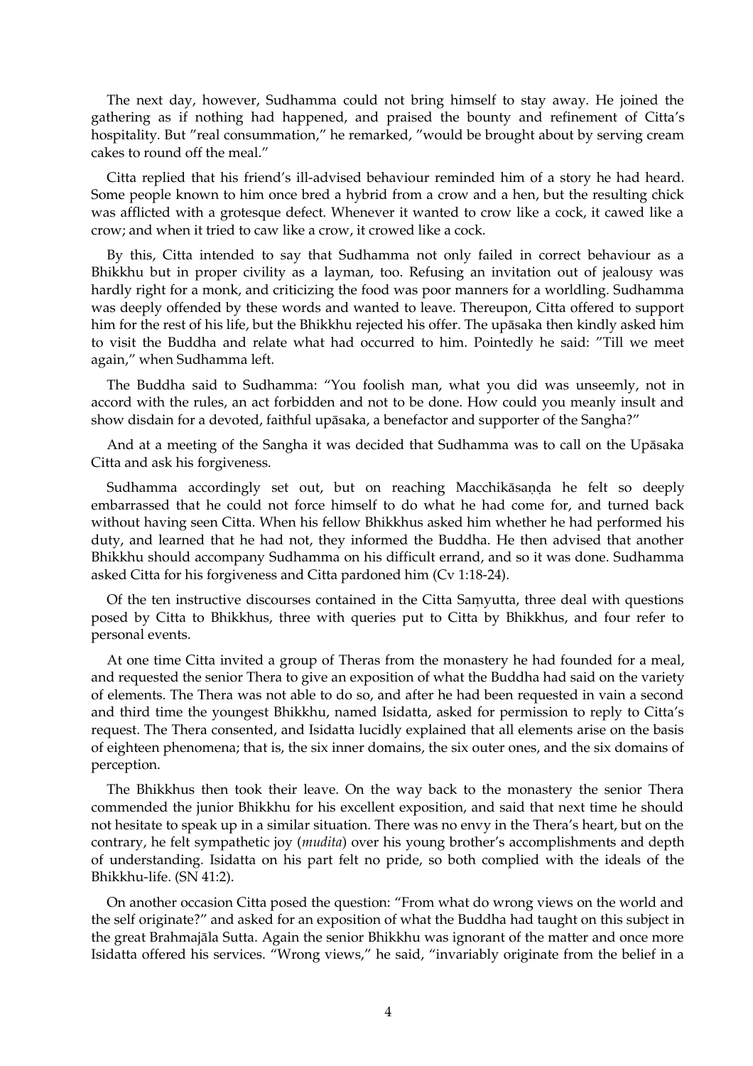The next day, however, Sudhamma could not bring himself to stay away. He joined the gathering as if nothing had happened, and praised the bounty and refinement of Citta's hospitality. But "real consummation," he remarked, "would be brought about by serving cream cakes to round off the meal."

Citta replied that his friend's ill-advised behaviour reminded him of a story he had heard. Some people known to him once bred a hybrid from a crow and a hen, but the resulting chick was afflicted with a grotesque defect. Whenever it wanted to crow like a cock, it cawed like a crow; and when it tried to caw like a crow, it crowed like a cock.

By this, Citta intended to say that Sudhamma not only failed in correct behaviour as a Bhikkhu but in proper civility as a layman, too. Refusing an invitation out of jealousy was hardly right for a monk, and criticizing the food was poor manners for a worldling. Sudhamma was deeply offended by these words and wanted to leave. Thereupon, Citta offered to support him for the rest of his life, but the Bhikkhu rejected his offer. The upāsaka then kindly asked him to visit the Buddha and relate what had occurred to him. Pointedly he said: "Till we meet again," when Sudhamma left.

The Buddha said to Sudhamma: "You foolish man, what you did was unseemly, not in accord with the rules, an act forbidden and not to be done. How could you meanly insult and show disdain for a devoted, faithful upāsaka, a benefactor and supporter of the Sangha?"

And at a meeting of the Sangha it was decided that Sudhamma was to call on the Upāsaka Citta and ask his forgiveness.

Sudhamma accordingly set out, but on reaching Macchikāsaṇḍa he felt so deeply embarrassed that he could not force himself to do what he had come for, and turned back without having seen Citta. When his fellow Bhikkhus asked him whether he had performed his duty, and learned that he had not, they informed the Buddha. He then advised that another Bhikkhu should accompany Sudhamma on his difficult errand, and so it was done. Sudhamma asked Citta for his forgiveness and Citta pardoned him (Cv 1:18-24).

Of the ten instructive discourses contained in the Citta Saṃyutta, three deal with questions posed by Citta to Bhikkhus, three with queries put to Citta by Bhikkhus, and four refer to personal events.

At one time Citta invited a group of Theras from the monastery he had founded for a meal, and requested the senior Thera to give an exposition of what the Buddha had said on the variety of elements. The Thera was not able to do so, and after he had been requested in vain a second and third time the youngest Bhikkhu, named Isidatta, asked for permission to reply to Citta's request. The Thera consented, and Isidatta lucidly explained that all elements arise on the basis of eighteen phenomena; that is, the six inner domains, the six outer ones, and the six domains of perception.

The Bhikkhus then took their leave. On the way back to the monastery the senior Thera commended the junior Bhikkhu for his excellent exposition, and said that next time he should not hesitate to speak up in a similar situation. There was no envy in the Thera's heart, but on the contrary, he felt sympathetic joy (*mudita*) over his young brother's accomplishments and depth of understanding. Isidatta on his part felt no pride, so both complied with the ideals of the Bhikkhu-life. (SN 41:2).

On another occasion Citta posed the question: "From what do wrong views on the world and the self originate?" and asked for an exposition of what the Buddha had taught on this subject in the great Brahmajāla Sutta. Again the senior Bhikkhu was ignorant of the matter and once more Isidatta offered his services. "Wrong views," he said, "invariably originate from the belief in a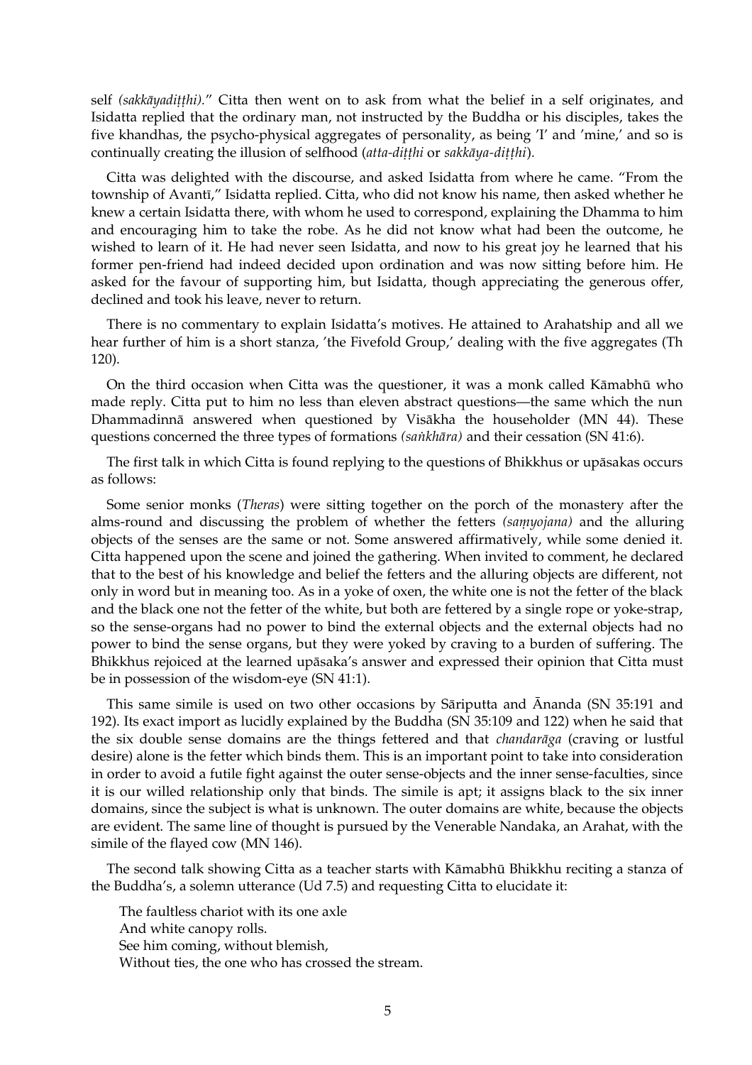self *(sakkāyadiṭṭhi).*" Citta then went on to ask from what the belief in a self originates, and Isidatta replied that the ordinary man, not instructed by the Buddha or his disciples, takes the five khandhas, the psycho-physical aggregates of personality, as being 'I' and 'mine,' and so is continually creating the illusion of selfhood (*atta-diṭṭhi* or *sakkāya-diṭṭhi*).

Citta was delighted with the discourse, and asked Isidatta from where he came. "From the township of Avantī," Isidatta replied. Citta, who did not know his name, then asked whether he knew a certain Isidatta there, with whom he used to correspond, explaining the Dhamma to him and encouraging him to take the robe. As he did not know what had been the outcome, he wished to learn of it. He had never seen Isidatta, and now to his great joy he learned that his former pen-friend had indeed decided upon ordination and was now sitting before him. He asked for the favour of supporting him, but Isidatta, though appreciating the generous offer, declined and took his leave, never to return.

There is no commentary to explain Isidatta's motives. He attained to Arahatship and all we hear further of him is a short stanza, 'the Fivefold Group,' dealing with the five aggregates (Th 120).

On the third occasion when Citta was the questioner, it was a monk called Kāmabhū who made reply. Citta put to him no less than eleven abstract questions—the same which the nun Dhammadinnā answered when questioned by Visākha the householder (MN 44). These questions concerned the three types of formations *(saṅkhāra)* and their cessation (SN 41:6).

The first talk in which Citta is found replying to the questions of Bhikkhus or upāsakas occurs as follows:

Some senior monks (*Theras*) were sitting together on the porch of the monastery after the alms-round and discussing the problem of whether the fetters *(saṃyojana)* and the alluring objects of the senses are the same or not. Some answered affirmatively, while some denied it. Citta happened upon the scene and joined the gathering. When invited to comment, he declared that to the best of his knowledge and belief the fetters and the alluring objects are different, not only in word but in meaning too. As in a yoke of oxen, the white one is not the fetter of the black and the black one not the fetter of the white, but both are fettered by a single rope or yoke-strap, so the sense-organs had no power to bind the external objects and the external objects had no power to bind the sense organs, but they were yoked by craving to a burden of suffering. The Bhikkhus rejoiced at the learned upāsaka's answer and expressed their opinion that Citta must be in possession of the wisdom-eye (SN 41:1).

This same simile is used on two other occasions by Sāriputta and Ānanda (SN 35:191 and 192). Its exact import as lucidly explained by the Buddha (SN 35:109 and 122) when he said that the six double sense domains are the things fettered and that *chandarāga* (craving or lustful desire) alone is the fetter which binds them. This is an important point to take into consideration in order to avoid a futile fight against the outer sense-objects and the inner sense-faculties, since it is our willed relationship only that binds. The simile is apt; it assigns black to the six inner domains, since the subject is what is unknown. The outer domains are white, because the objects are evident. The same line of thought is pursued by the Venerable Nandaka, an Arahat, with the simile of the flayed cow (MN 146).

The second talk showing Citta as a teacher starts with Kāmabhū Bhikkhu reciting a stanza of the Buddha's, a solemn utterance (Ud 7.5) and requesting Citta to elucidate it:

> The faultless chariot with its one axle
> And white canopy rolls.
> See him coming, without blemish,
> Without ties, the one who has crossed the stream.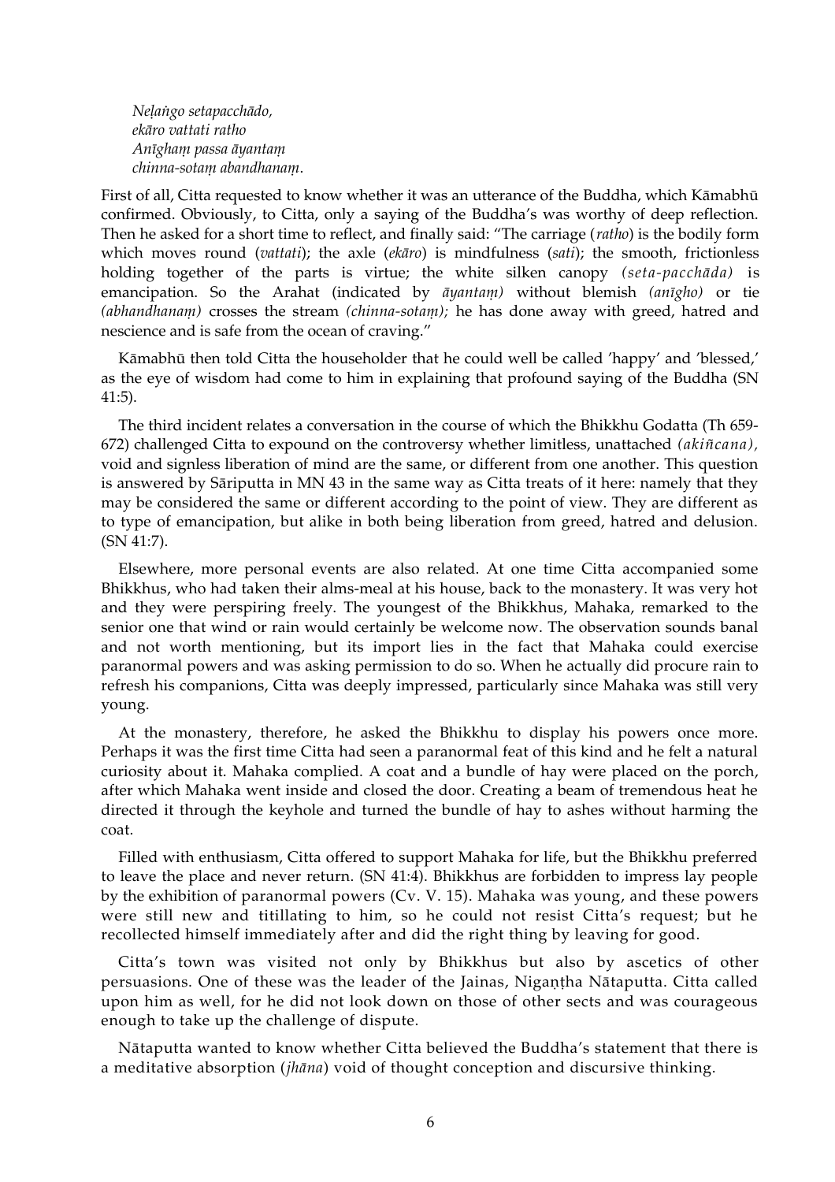*Neḷaṅgo setapacchādo,*
*ekāro vattati ratho*
*Anīghaṃ passa āyantaṃ*
*chinna-sotaṃ abandhanaṃ.*

First of all, Citta requested to know whether it was an utterance of the Buddha, which Kāmabhū confirmed. Obviously, to Citta, only a saying of the Buddha's was worthy of deep reflection. Then he asked for a short time to reflect, and finally said: "The carriage (*ratho*) is the bodily form which moves round (*vattati*); the axle (*ekāro*) is mindfulness (*sati*); the smooth, frictionless holding together of the parts is virtue; the white silken canopy *(seta-pacchāda)* is emancipation. So the Arahat (indicated by *āyantaṃ)* without blemish *(anīgho)* or tie *(abhandhanaṃ)* crosses the stream *(chinna-sotaṃ);* he has done away with greed, hatred and nescience and is safe from the ocean of craving."

Kāmabhū then told Citta the householder that he could well be called 'happy' and 'blessed,' as the eye of wisdom had come to him in explaining that profound saying of the Buddha (SN 41:5).

The third incident relates a conversation in the course of which the Bhikkhu Godatta (Th 659-672) challenged Citta to expound on the controversy whether limitless, unattached *(akiñcana),* void and signless liberation of mind are the same, or different from one another. This question is answered by Sāriputta in MN 43 in the same way as Citta treats of it here: namely that they may be considered the same or different according to the point of view. They are different as to type of emancipation, but alike in both being liberation from greed, hatred and delusion. (SN 41:7).

Elsewhere, more personal events are also related. At one time Citta accompanied some Bhikkhus, who had taken their alms-meal at his house, back to the monastery. It was very hot and they were perspiring freely. The youngest of the Bhikkhus, Mahaka, remarked to the senior one that wind or rain would certainly be welcome now. The observation sounds banal and not worth mentioning, but its import lies in the fact that Mahaka could exercise paranormal powers and was asking permission to do so. When he actually did procure rain to refresh his companions, Citta was deeply impressed, particularly since Mahaka was still very young.

At the monastery, therefore, he asked the Bhikkhu to display his powers once more. Perhaps it was the first time Citta had seen a paranormal feat of this kind and he felt a natural curiosity about it. Mahaka complied. A coat and a bundle of hay were placed on the porch, after which Mahaka went inside and closed the door. Creating a beam of tremendous heat he directed it through the keyhole and turned the bundle of hay to ashes without harming the coat.

Filled with enthusiasm, Citta offered to support Mahaka for life, but the Bhikkhu preferred to leave the place and never return. (SN 41:4). Bhikkhus are forbidden to impress lay people by the exhibition of paranormal powers (Cv. V. 15). Mahaka was young, and these powers were still new and titillating to him, so he could not resist Citta's request; but he recollected himself immediately after and did the right thing by leaving for good.

Citta's town was visited not only by Bhikkhus but also by ascetics of other persuasions. One of these was the leader of the Jainas, Nigaṇṭha Nātaputta. Citta called upon him as well, for he did not look down on those of other sects and was courageous enough to take up the challenge of dispute.

Nātaputta wanted to know whether Citta believed the Buddha's statement that there is a meditative absorption (*jhāna*) void of thought conception and discursive thinking.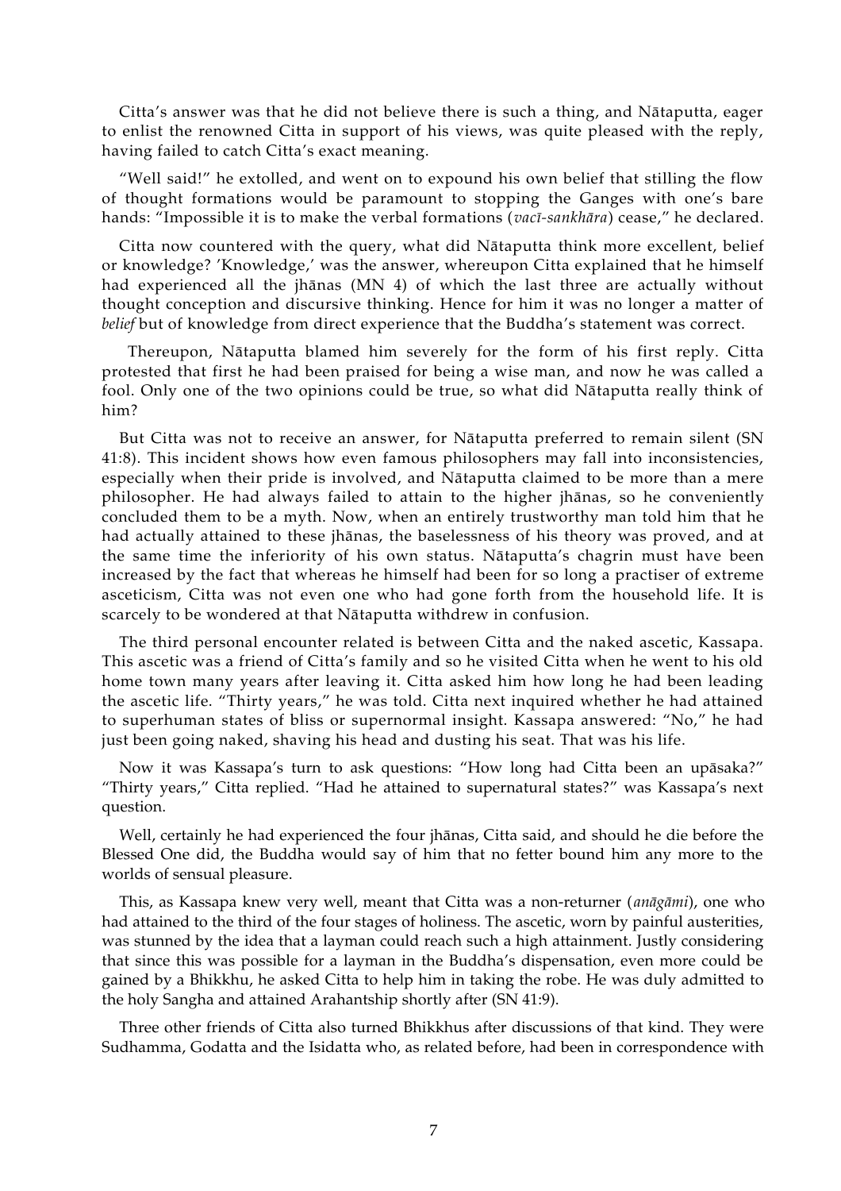Citta's answer was that he did not believe there is such a thing, and Nātaputta, eager to enlist the renowned Citta in support of his views, was quite pleased with the reply, having failed to catch Citta's exact meaning.

"Well said!" he extolled, and went on to expound his own belief that stilling the flow of thought formations would be paramount to stopping the Ganges with one's bare hands: "Impossible it is to make the verbal formations (*vacī-sankhāra*) cease," he declared.

Citta now countered with the query, what did Nātaputta think more excellent, belief or knowledge? 'Knowledge,' was the answer, whereupon Citta explained that he himself had experienced all the jhānas (MN 4) of which the last three are actually without thought conception and discursive thinking. Hence for him it was no longer a matter of *belief* but of knowledge from direct experience that the Buddha's statement was correct.

Thereupon, Nātaputta blamed him severely for the form of his first reply. Citta protested that first he had been praised for being a wise man, and now he was called a fool. Only one of the two opinions could be true, so what did Nātaputta really think of him?

But Citta was not to receive an answer, for Nātaputta preferred to remain silent (SN 41:8). This incident shows how even famous philosophers may fall into inconsistencies, especially when their pride is involved, and Nātaputta claimed to be more than a mere philosopher. He had always failed to attain to the higher jhānas, so he conveniently concluded them to be a myth. Now, when an entirely trustworthy man told him that he had actually attained to these jhānas, the baselessness of his theory was proved, and at the same time the inferiority of his own status. Nātaputta's chagrin must have been increased by the fact that whereas he himself had been for so long a practiser of extreme asceticism, Citta was not even one who had gone forth from the household life. It is scarcely to be wondered at that Nātaputta withdrew in confusion.

The third personal encounter related is between Citta and the naked ascetic, Kassapa. This ascetic was a friend of Citta's family and so he visited Citta when he went to his old home town many years after leaving it. Citta asked him how long he had been leading the ascetic life. "Thirty years," he was told. Citta next inquired whether he had attained to superhuman states of bliss or supernormal insight. Kassapa answered: "No," he had just been going naked, shaving his head and dusting his seat. That was his life.

Now it was Kassapa's turn to ask questions: "How long had Citta been an upāsaka?" "Thirty years," Citta replied. "Had he attained to supernatural states?" was Kassapa's next question.

Well, certainly he had experienced the four jhānas, Citta said, and should he die before the Blessed One did, the Buddha would say of him that no fetter bound him any more to the worlds of sensual pleasure.

This, as Kassapa knew very well, meant that Citta was a non-returner (*anāgāmi*), one who had attained to the third of the four stages of holiness. The ascetic, worn by painful austerities, was stunned by the idea that a layman could reach such a high attainment. Justly considering that since this was possible for a layman in the Buddha's dispensation, even more could be gained by a Bhikkhu, he asked Citta to help him in taking the robe. He was duly admitted to the holy Sangha and attained Arahantship shortly after (SN 41:9).

Three other friends of Citta also turned Bhikkhus after discussions of that kind. They were Sudhamma, Godatta and the Isidatta who, as related before, had been in correspondence with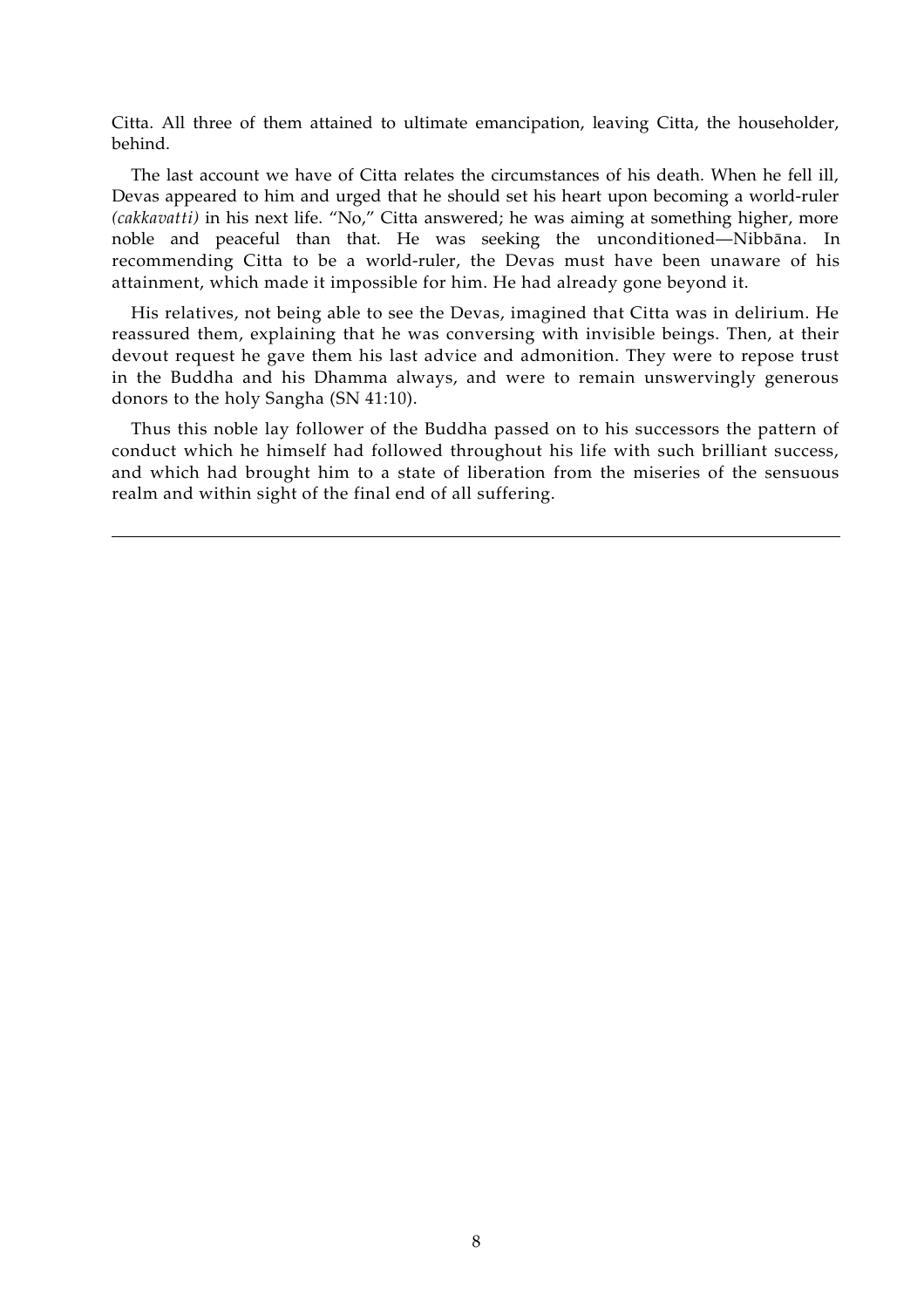Citta. All three of them attained to ultimate emancipation, leaving Citta, the householder, behind.

The last account we have of Citta relates the circumstances of his death. When he fell ill, Devas appeared to him and urged that he should set his heart upon becoming a world-ruler *(cakkavatti)* in his next life. "No," Citta answered; he was aiming at something higher, more noble and peaceful than that. He was seeking the unconditioned—Nibbāna. In recommending Citta to be a world-ruler, the Devas must have been unaware of his attainment, which made it impossible for him. He had already gone beyond it.

His relatives, not being able to see the Devas, imagined that Citta was in delirium. He reassured them, explaining that he was conversing with invisible beings. Then, at their devout request he gave them his last advice and admonition. They were to repose trust in the Buddha and his Dhamma always, and were to remain unswervingly generous donors to the holy Sangha (SN 41:10).

Thus this noble lay follower of the Buddha passed on to his successors the pattern of conduct which he himself had followed throughout his life with such brilliant success, and which had brought him to a state of liberation from the miseries of the sensuous realm and within sight of the final end of all suffering.

---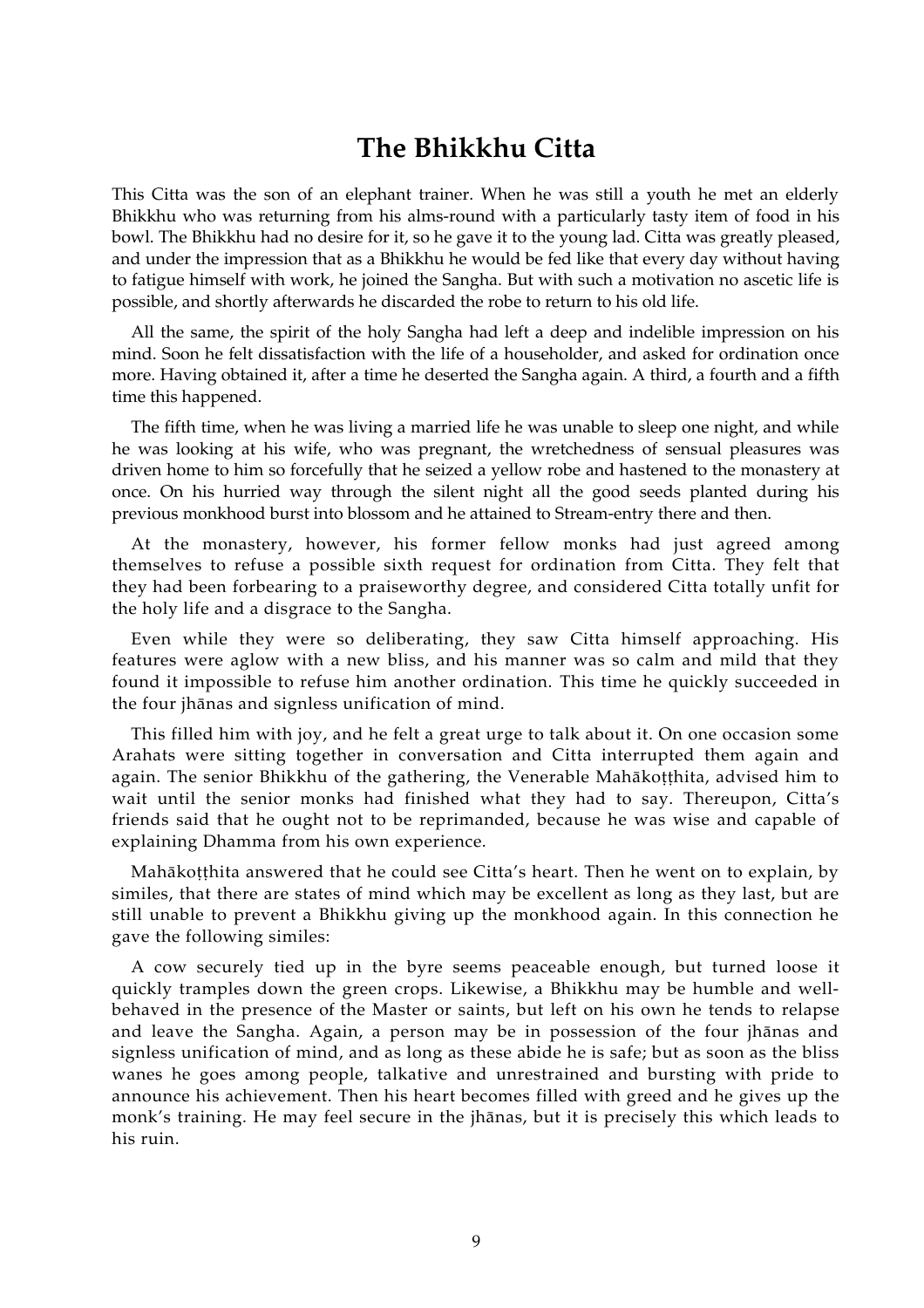# The Bhikkhu Citta

This Citta was the son of an elephant trainer. When he was still a youth he met an elderly Bhikkhu who was returning from his alms-round with a particularly tasty item of food in his bowl. The Bhikkhu had no desire for it, so he gave it to the young lad. Citta was greatly pleased, and under the impression that as a Bhikkhu he would be fed like that every day without having to fatigue himself with work, he joined the Sangha. But with such a motivation no ascetic life is possible, and shortly afterwards he discarded the robe to return to his old life.

All the same, the spirit of the holy Sangha had left a deep and indelible impression on his mind. Soon he felt dissatisfaction with the life of a householder, and asked for ordination once more. Having obtained it, after a time he deserted the Sangha again. A third, a fourth and a fifth time this happened.

The fifth time, when he was living a married life he was unable to sleep one night, and while he was looking at his wife, who was pregnant, the wretchedness of sensual pleasures was driven home to him so forcefully that he seized a yellow robe and hastened to the monastery at once. On his hurried way through the silent night all the good seeds planted during his previous monkhood burst into blossom and he attained to Stream-entry there and then.

At the monastery, however, his former fellow monks had just agreed among themselves to refuse a possible sixth request for ordination from Citta. They felt that they had been forbearing to a praiseworthy degree, and considered Citta totally unfit for the holy life and a disgrace to the Sangha.

Even while they were so deliberating, they saw Citta himself approaching. His features were aglow with a new bliss, and his manner was so calm and mild that they found it impossible to refuse him another ordination. This time he quickly succeeded in the four jhānas and signless unification of mind.

This filled him with joy, and he felt a great urge to talk about it. On one occasion some Arahats were sitting together in conversation and Citta interrupted them again and again. The senior Bhikkhu of the gathering, the Venerable Mahākoṭṭhita, advised him to wait until the senior monks had finished what they had to say. Thereupon, Citta's friends said that he ought not to be reprimanded, because he was wise and capable of explaining Dhamma from his own experience.

Mahākoṭṭhita answered that he could see Citta's heart. Then he went on to explain, by similes, that there are states of mind which may be excellent as long as they last, but are still unable to prevent a Bhikkhu giving up the monkhood again. In this connection he gave the following similes:

A cow securely tied up in the byre seems peaceable enough, but turned loose it quickly tramples down the green crops. Likewise, a Bhikkhu may be humble and well-behaved in the presence of the Master or saints, but left on his own he tends to relapse and leave the Sangha. Again, a person may be in possession of the four jhānas and signless unification of mind, and as long as these abide he is safe; but as soon as the bliss wanes he goes among people, talkative and unrestrained and bursting with pride to announce his achievement. Then his heart becomes filled with greed and he gives up the monk's training. He may feel secure in the jhānas, but it is precisely this which leads to his ruin.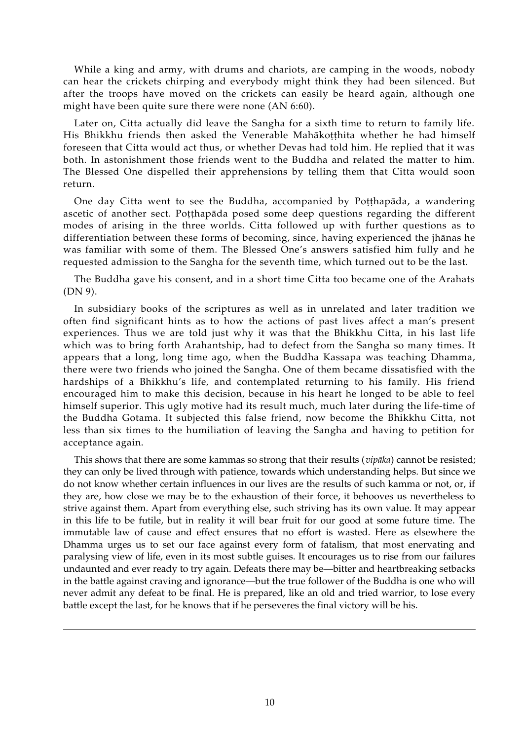While a king and army, with drums and chariots, are camping in the woods, nobody can hear the crickets chirping and everybody might think they had been silenced. But after the troops have moved on the crickets can easily be heard again, although one might have been quite sure there were none (AN 6:60).

Later on, Citta actually did leave the Sangha for a sixth time to return to family life. His Bhikkhu friends then asked the Venerable Mahākoṭṭhita whether he had himself foreseen that Citta would act thus, or whether Devas had told him. He replied that it was both. In astonishment those friends went to the Buddha and related the matter to him. The Blessed One dispelled their apprehensions by telling them that Citta would soon return.

One day Citta went to see the Buddha, accompanied by Poṭṭhapāda, a wandering ascetic of another sect. Poṭṭhapāda posed some deep questions regarding the different modes of arising in the three worlds. Citta followed up with further questions as to differentiation between these forms of becoming, since, having experienced the jhānas he was familiar with some of them. The Blessed One's answers satisfied him fully and he requested admission to the Sangha for the seventh time, which turned out to be the last.

The Buddha gave his consent, and in a short time Citta too became one of the Arahats (DN 9).

In subsidiary books of the scriptures as well as in unrelated and later tradition we often find significant hints as to how the actions of past lives affect a man's present experiences. Thus we are told just why it was that the Bhikkhu Citta, in his last life which was to bring forth Arahantship, had to defect from the Sangha so many times. It appears that a long, long time ago, when the Buddha Kassapa was teaching Dhamma, there were two friends who joined the Sangha. One of them became dissatisfied with the hardships of a Bhikkhu's life, and contemplated returning to his family. His friend encouraged him to make this decision, because in his heart he longed to be able to feel himself superior. This ugly motive had its result much, much later during the life-time of the Buddha Gotama. It subjected this false friend, now become the Bhikkhu Citta, not less than six times to the humiliation of leaving the Sangha and having to petition for acceptance again.

This shows that there are some kammas so strong that their results (*vipāka*) cannot be resisted; they can only be lived through with patience, towards which understanding helps. But since we do not know whether certain influences in our lives are the results of such kamma or not, or, if they are, how close we may be to the exhaustion of their force, it behooves us nevertheless to strive against them. Apart from everything else, such striving has its own value. It may appear in this life to be futile, but in reality it will bear fruit for our good at some future time. The immutable law of cause and effect ensures that no effort is wasted. Here as elsewhere the Dhamma urges us to set our face against every form of fatalism, that most enervating and paralysing view of life, even in its most subtle guises. It encourages us to rise from our failures undaunted and ever ready to try again. Defeats there may be—bitter and heartbreaking setbacks in the battle against craving and ignorance—but the true follower of the Buddha is one who will never admit any defeat to be final. He is prepared, like an old and tried warrior, to lose every battle except the last, for he knows that if he perseveres the final victory will be his.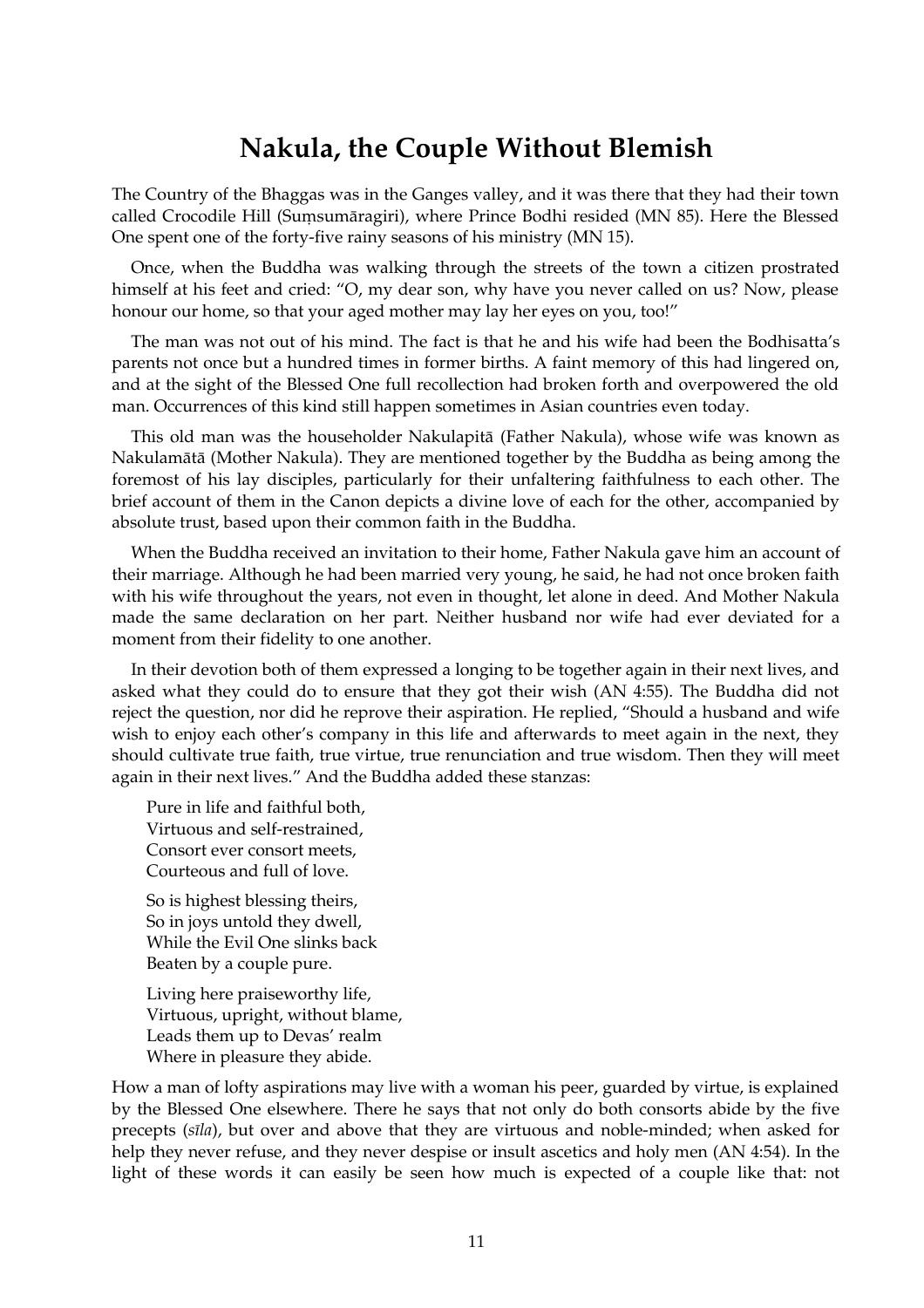# Nakula, the Couple Without Blemish

The Country of the Bhaggas was in the Ganges valley, and it was there that they had their town called Crocodile Hill (Suṃsumāragiri), where Prince Bodhi resided (MN 85). Here the Blessed One spent one of the forty-five rainy seasons of his ministry (MN 15).

Once, when the Buddha was walking through the streets of the town a citizen prostrated himself at his feet and cried: "O, my dear son, why have you never called on us? Now, please honour our home, so that your aged mother may lay her eyes on you, too!"

The man was not out of his mind. The fact is that he and his wife had been the Bodhisatta's parents not once but a hundred times in former births. A faint memory of this had lingered on, and at the sight of the Blessed One full recollection had broken forth and overpowered the old man. Occurrences of this kind still happen sometimes in Asian countries even today.

This old man was the householder Nakulapitā (Father Nakula), whose wife was known as Nakulamātā (Mother Nakula). They are mentioned together by the Buddha as being among the foremost of his lay disciples, particularly for their unfaltering faithfulness to each other. The brief account of them in the Canon depicts a divine love of each for the other, accompanied by absolute trust, based upon their common faith in the Buddha.

When the Buddha received an invitation to their home, Father Nakula gave him an account of their marriage. Although he had been married very young, he said, he had not once broken faith with his wife throughout the years, not even in thought, let alone in deed. And Mother Nakula made the same declaration on her part. Neither husband nor wife had ever deviated for a moment from their fidelity to one another.

In their devotion both of them expressed a longing to be together again in their next lives, and asked what they could do to ensure that they got their wish (AN 4:55). The Buddha did not reject the question, nor did he reprove their aspiration. He replied, "Should a husband and wife wish to enjoy each other's company in this life and afterwards to meet again in the next, they should cultivate true faith, true virtue, true renunciation and true wisdom. Then they will meet again in their next lives." And the Buddha added these stanzas:

> Pure in life and faithful both,
> Virtuous and self-restrained,
> Consort ever consort meets,
> Courteous and full of love.
>
> So is highest blessing theirs,
> So in joys untold they dwell,
> While the Evil One slinks back
> Beaten by a couple pure.
>
> Living here praiseworthy life,
> Virtuous, upright, without blame,
> Leads them up to Devas' realm
> Where in pleasure they abide.

How a man of lofty aspirations may live with a woman his peer, guarded by virtue, is explained by the Blessed One elsewhere. There he says that not only do both consorts abide by the five precepts (*sīla*), but over and above that they are virtuous and noble-minded; when asked for help they never refuse, and they never despise or insult ascetics and holy men (AN 4:54). In the light of these words it can easily be seen how much is expected of a couple like that: not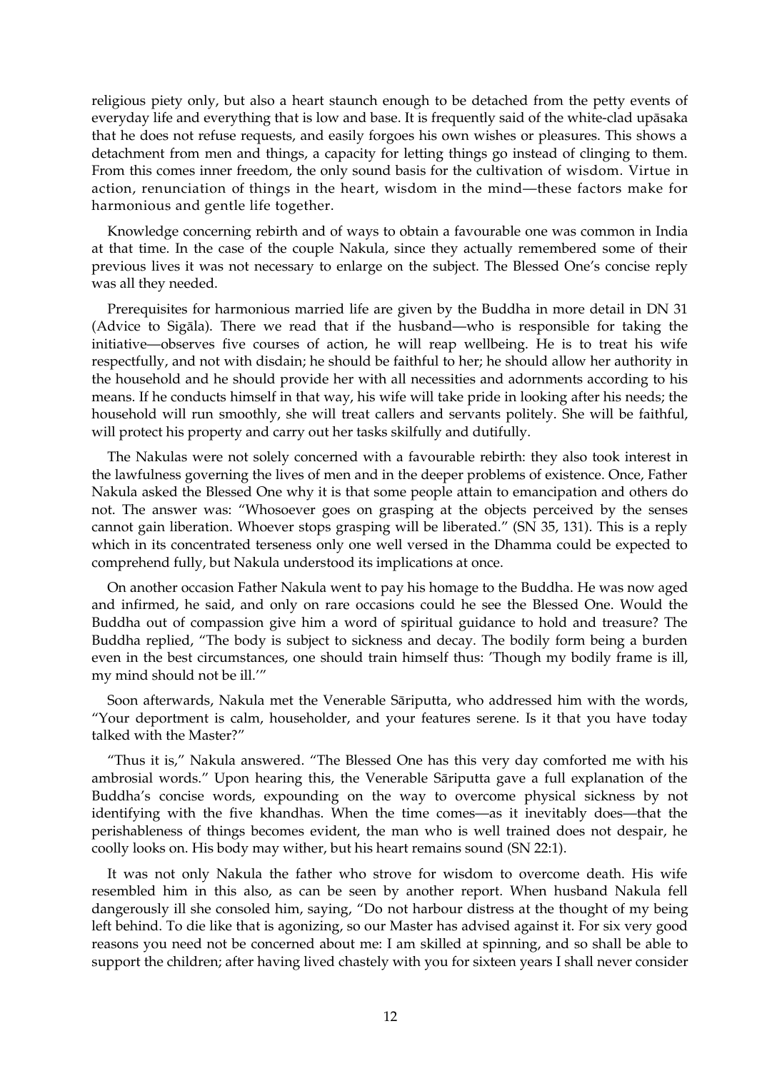religious piety only, but also a heart staunch enough to be detached from the petty events of everyday life and everything that is low and base. It is frequently said of the white-clad upāsaka that he does not refuse requests, and easily forgoes his own wishes or pleasures. This shows a detachment from men and things, a capacity for letting things go instead of clinging to them. From this comes inner freedom, the only sound basis for the cultivation of wisdom. Virtue in action, renunciation of things in the heart, wisdom in the mind—these factors make for harmonious and gentle life together.

Knowledge concerning rebirth and of ways to obtain a favourable one was common in India at that time. In the case of the couple Nakula, since they actually remembered some of their previous lives it was not necessary to enlarge on the subject. The Blessed One's concise reply was all they needed.

Prerequisites for harmonious married life are given by the Buddha in more detail in DN 31 (Advice to Sigāla). There we read that if the husband—who is responsible for taking the initiative—observes five courses of action, he will reap wellbeing. He is to treat his wife respectfully, and not with disdain; he should be faithful to her; he should allow her authority in the household and he should provide her with all necessities and adornments according to his means. If he conducts himself in that way, his wife will take pride in looking after his needs; the household will run smoothly, she will treat callers and servants politely. She will be faithful, will protect his property and carry out her tasks skilfully and dutifully.

The Nakulas were not solely concerned with a favourable rebirth: they also took interest in the lawfulness governing the lives of men and in the deeper problems of existence. Once, Father Nakula asked the Blessed One why it is that some people attain to emancipation and others do not. The answer was: "Whosoever goes on grasping at the objects perceived by the senses cannot gain liberation. Whoever stops grasping will be liberated." (SN 35, 131). This is a reply which in its concentrated terseness only one well versed in the Dhamma could be expected to comprehend fully, but Nakula understood its implications at once.

On another occasion Father Nakula went to pay his homage to the Buddha. He was now aged and infirmed, he said, and only on rare occasions could he see the Blessed One. Would the Buddha out of compassion give him a word of spiritual guidance to hold and treasure? The Buddha replied, "The body is subject to sickness and decay. The bodily form being a burden even in the best circumstances, one should train himself thus: 'Though my bodily frame is ill, my mind should not be ill.'"

Soon afterwards, Nakula met the Venerable Sāriputta, who addressed him with the words, "Your deportment is calm, householder, and your features serene. Is it that you have today talked with the Master?"

"Thus it is," Nakula answered. "The Blessed One has this very day comforted me with his ambrosial words." Upon hearing this, the Venerable Sāriputta gave a full explanation of the Buddha's concise words, expounding on the way to overcome physical sickness by not identifying with the five khandhas. When the time comes—as it inevitably does—that the perishableness of things becomes evident, the man who is well trained does not despair, he coolly looks on. His body may wither, but his heart remains sound (SN 22:1).

It was not only Nakula the father who strove for wisdom to overcome death. His wife resembled him in this also, as can be seen by another report. When husband Nakula fell dangerously ill she consoled him, saying, "Do not harbour distress at the thought of my being left behind. To die like that is agonizing, so our Master has advised against it. For six very good reasons you need not be concerned about me: I am skilled at spinning, and so shall be able to support the children; after having lived chastely with you for sixteen years I shall never consider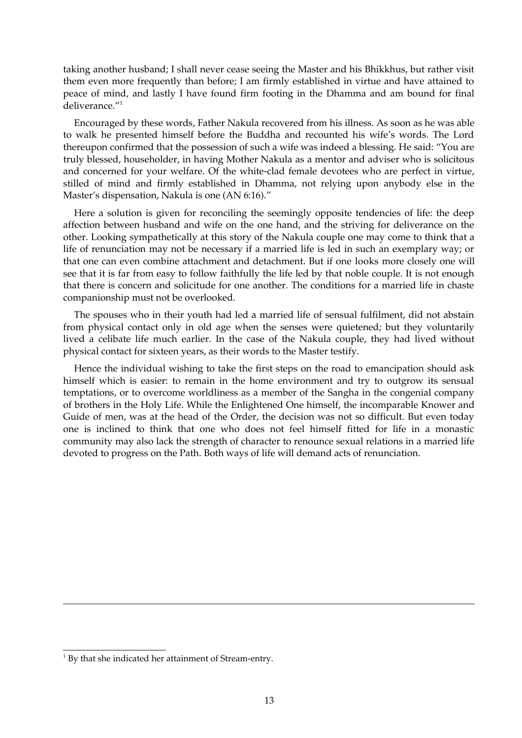taking another husband; I shall never cease seeing the Master and his Bhikkhus, but rather visit them even more frequently than before; I am firmly established in virtue and have attained to peace of mind, and lastly I have found firm footing in the Dhamma and am bound for final deliverance."[1]

Encouraged by these words, Father Nakula recovered from his illness. As soon as he was able to walk he presented himself before the Buddha and recounted his wife's words. The Lord thereupon confirmed that the possession of such a wife was indeed a blessing. He said: "You are truly blessed, householder, in having Mother Nakula as a mentor and adviser who is solicitous and concerned for your welfare. Of the white-clad female devotees who are perfect in virtue, stilled of mind and firmly established in Dhamma, not relying upon anybody else in the Master's dispensation, Nakula is one (AN 6:16)."

Here a solution is given for reconciling the seemingly opposite tendencies of life: the deep affection between husband and wife on the one hand, and the striving for deliverance on the other. Looking sympathetically at this story of the Nakula couple one may come to think that a life of renunciation may not be necessary if a married life is led in such an exemplary way; or that one can even combine attachment and detachment. But if one looks more closely one will see that it is far from easy to follow faithfully the life led by that noble couple. It is not enough that there is concern and solicitude for one another. The conditions for a married life in chaste companionship must not be overlooked.

The spouses who in their youth had led a married life of sensual fulfilment, did not abstain from physical contact only in old age when the senses were quietened; but they voluntarily lived a celibate life much earlier. In the case of the Nakula couple, they had lived without physical contact for sixteen years, as their words to the Master testify.

Hence the individual wishing to take the first steps on the road to emancipation should ask himself which is easier: to remain in the home environment and try to outgrow its sensual temptations, or to overcome worldliness as a member of the Sangha in the congenial company of brothers in the Holy Life. While the Enlightened One himself, the incomparable Knower and Guide of men, was at the head of the Order, the decision was not so difficult. But even today one is inclined to think that one who does not feel himself fitted for life in a monastic community may also lack the strength of character to renounce sexual relations in a married life devoted to progress on the Path. Both ways of life will demand acts of renunciation.

---

[1] By that she indicated her attainment of Stream-entry.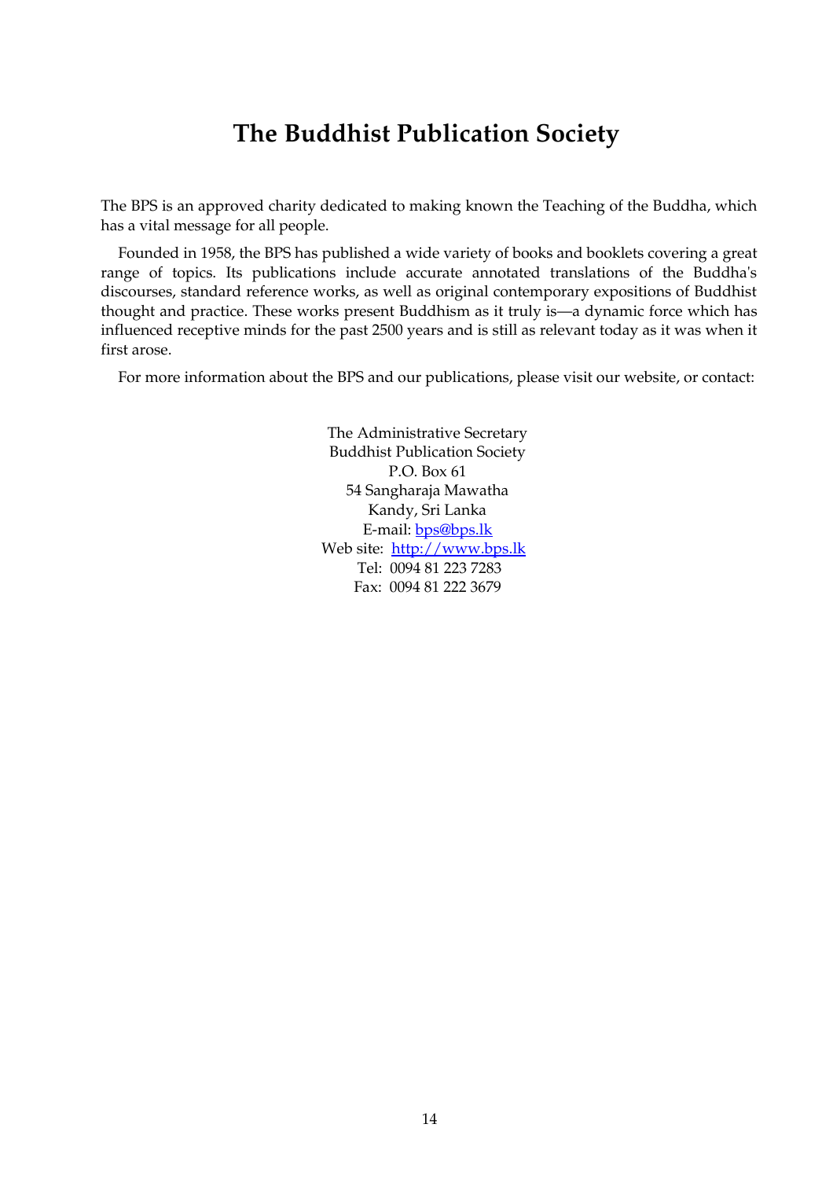# The Buddhist Publication Society

The BPS is an approved charity dedicated to making known the Teaching of the Buddha, which has a vital message for all people.

Founded in 1958, the BPS has published a wide variety of books and booklets covering a great range of topics. Its publications include accurate annotated translations of the Buddha's discourses, standard reference works, as well as original contemporary expositions of Buddhist thought and practice. These works present Buddhism as it truly is—a dynamic force which has influenced receptive minds for the past 2500 years and is still as relevant today as it was when it first arose.

For more information about the BPS and our publications, please visit our website, or contact:

The Administrative Secretary
Buddhist Publication Society
P.O. Box 61
54 Sangharaja Mawatha
Kandy, Sri Lanka
E-mail: bps@bps.lk
Web site: http://www.bps.lk
Tel: 0094 81 223 7283
Fax: 0094 81 222 3679